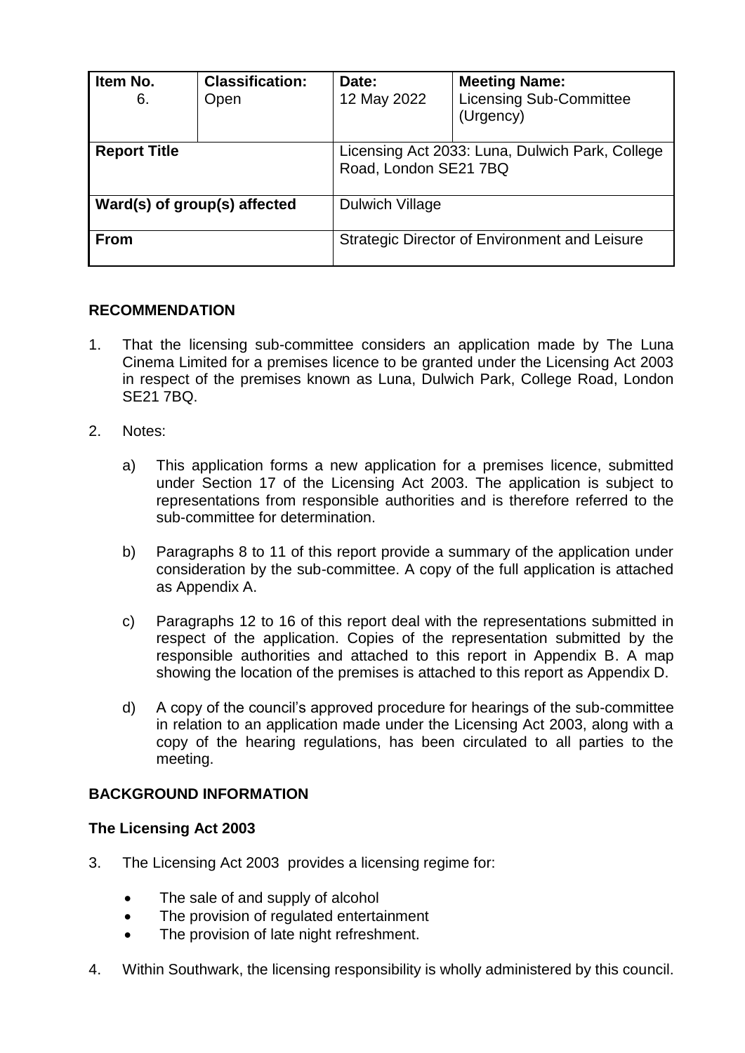| Item No. 6. | Classification: Open | Date: 12 May 2022 | Meeting Name: Licensing Sub-Committee (Urgency) |
|---|---|---|---|
| **Report Title** | | Licensing Act 2033: Luna, Dulwich Park, College Road, London SE21 7BQ | |
| **Ward(s) of group(s) affected** | | Dulwich Village | |
| **From** | | Strategic Director of Environment and Leisure | |

## RECOMMENDATION

1. That the licensing sub-committee considers an application made by The Luna Cinema Limited for a premises licence to be granted under the Licensing Act 2003 in respect of the premises known as Luna, Dulwich Park, College Road, London SE21 7BQ.

2. Notes:

   a) This application forms a new application for a premises licence, submitted under Section 17 of the Licensing Act 2003. The application is subject to representations from responsible authorities and is therefore referred to the sub-committee for determination.

   b) Paragraphs 8 to 11 of this report provide a summary of the application under consideration by the sub-committee. A copy of the full application is attached as Appendix A.

   c) Paragraphs 12 to 16 of this report deal with the representations submitted in respect of the application. Copies of the representation submitted by the responsible authorities and attached to this report in Appendix B. A map showing the location of the premises is attached to this report as Appendix D.

   d) A copy of the council's approved procedure for hearings of the sub-committee in relation to an application made under the Licensing Act 2003, along with a copy of the hearing regulations, has been circulated to all parties to the meeting.

## BACKGROUND INFORMATION

### The Licensing Act 2003

3. The Licensing Act 2003 provides a licensing regime for:

   - The sale of and supply of alcohol
   - The provision of regulated entertainment
   - The provision of late night refreshment.

4. Within Southwark, the licensing responsibility is wholly administered by this council.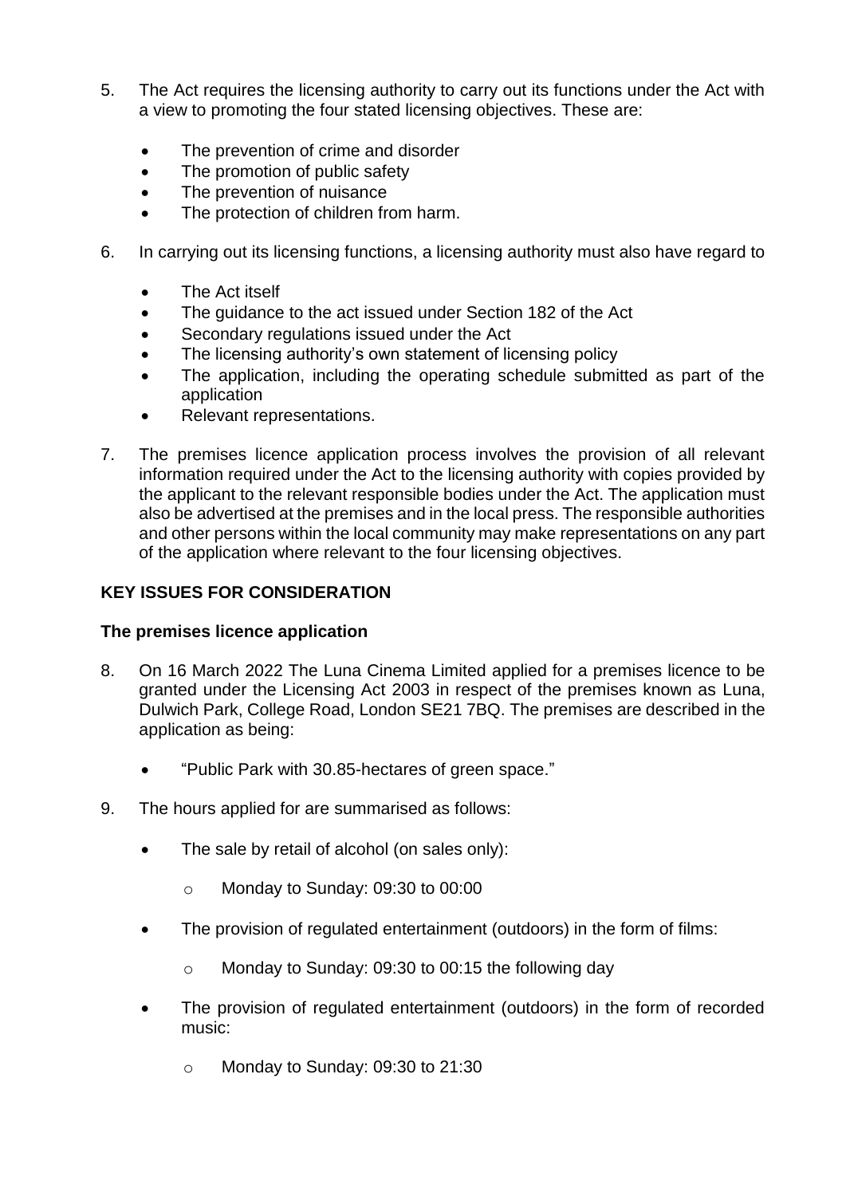5. The Act requires the licensing authority to carry out its functions under the Act with a view to promoting the four stated licensing objectives. These are:

    - The prevention of crime and disorder
    - The promotion of public safety
    - The prevention of nuisance
    - The protection of children from harm.

6. In carrying out its licensing functions, a licensing authority must also have regard to

    - The Act itself
    - The guidance to the act issued under Section 182 of the Act
    - Secondary regulations issued under the Act
    - The licensing authority's own statement of licensing policy
    - The application, including the operating schedule submitted as part of the application
    - Relevant representations.

7. The premises licence application process involves the provision of all relevant information required under the Act to the licensing authority with copies provided by the applicant to the relevant responsible bodies under the Act. The application must also be advertised at the premises and in the local press. The responsible authorities and other persons within the local community may make representations on any part of the application where relevant to the four licensing objectives.

## KEY ISSUES FOR CONSIDERATION

### The premises licence application

8. On 16 March 2022 The Luna Cinema Limited applied for a premises licence to be granted under the Licensing Act 2003 in respect of the premises known as Luna, Dulwich Park, College Road, London SE21 7BQ. The premises are described in the application as being:

    - "Public Park with 30.85-hectares of green space."

9. The hours applied for are summarised as follows:

    - The sale by retail of alcohol (on sales only):
        - Monday to Sunday: 09:30 to 00:00
    - The provision of regulated entertainment (outdoors) in the form of films:
        - Monday to Sunday: 09:30 to 00:15 the following day
    - The provision of regulated entertainment (outdoors) in the form of recorded music:
        - Monday to Sunday: 09:30 to 21:30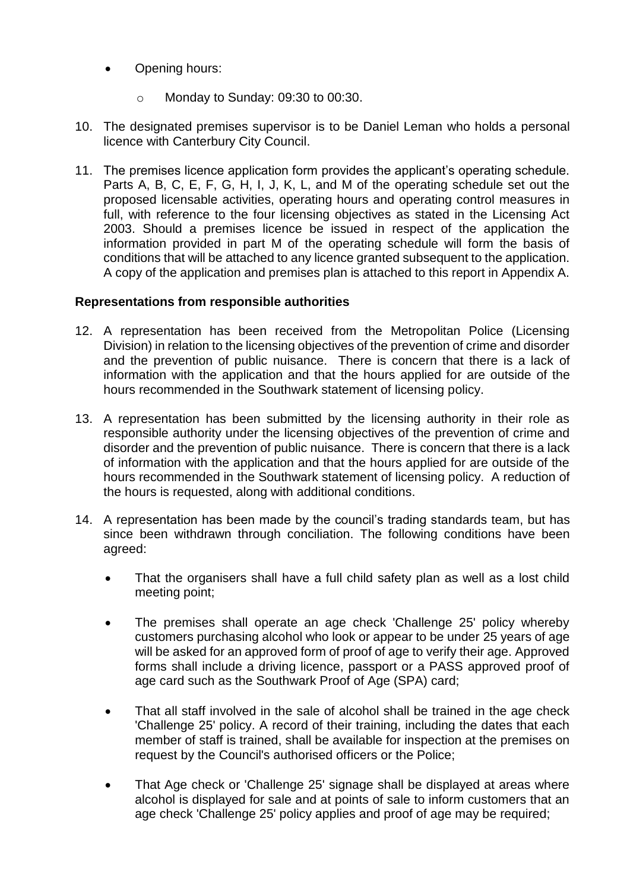- Opening hours:
    - Monday to Sunday: 09:30 to 00:30.

10. The designated premises supervisor is to be Daniel Leman who holds a personal licence with Canterbury City Council.

11. The premises licence application form provides the applicant's operating schedule. Parts A, B, C, E, F, G, H, I, J, K, L, and M of the operating schedule set out the proposed licensable activities, operating hours and operating control measures in full, with reference to the four licensing objectives as stated in the Licensing Act 2003. Should a premises licence be issued in respect of the application the information provided in part M of the operating schedule will form the basis of conditions that will be attached to any licence granted subsequent to the application. A copy of the application and premises plan is attached to this report in Appendix A.

**Representations from responsible authorities**

12. A representation has been received from the Metropolitan Police (Licensing Division) in relation to the licensing objectives of the prevention of crime and disorder and the prevention of public nuisance. There is concern that there is a lack of information with the application and that the hours applied for are outside of the hours recommended in the Southwark statement of licensing policy.

13. A representation has been submitted by the licensing authority in their role as responsible authority under the licensing objectives of the prevention of crime and disorder and the prevention of public nuisance. There is concern that there is a lack of information with the application and that the hours applied for are outside of the hours recommended in the Southwark statement of licensing policy. A reduction of the hours is requested, along with additional conditions.

14. A representation has been made by the council's trading standards team, but has since been withdrawn through conciliation. The following conditions have been agreed:

    - That the organisers shall have a full child safety plan as well as a lost child meeting point;
    - The premises shall operate an age check 'Challenge 25' policy whereby customers purchasing alcohol who look or appear to be under 25 years of age will be asked for an approved form of proof of age to verify their age. Approved forms shall include a driving licence, passport or a PASS approved proof of age card such as the Southwark Proof of Age (SPA) card;
    - That all staff involved in the sale of alcohol shall be trained in the age check 'Challenge 25' policy. A record of their training, including the dates that each member of staff is trained, shall be available for inspection at the premises on request by the Council's authorised officers or the Police;
    - That Age check or 'Challenge 25' signage shall be displayed at areas where alcohol is displayed for sale and at points of sale to inform customers that an age check 'Challenge 25' policy applies and proof of age may be required;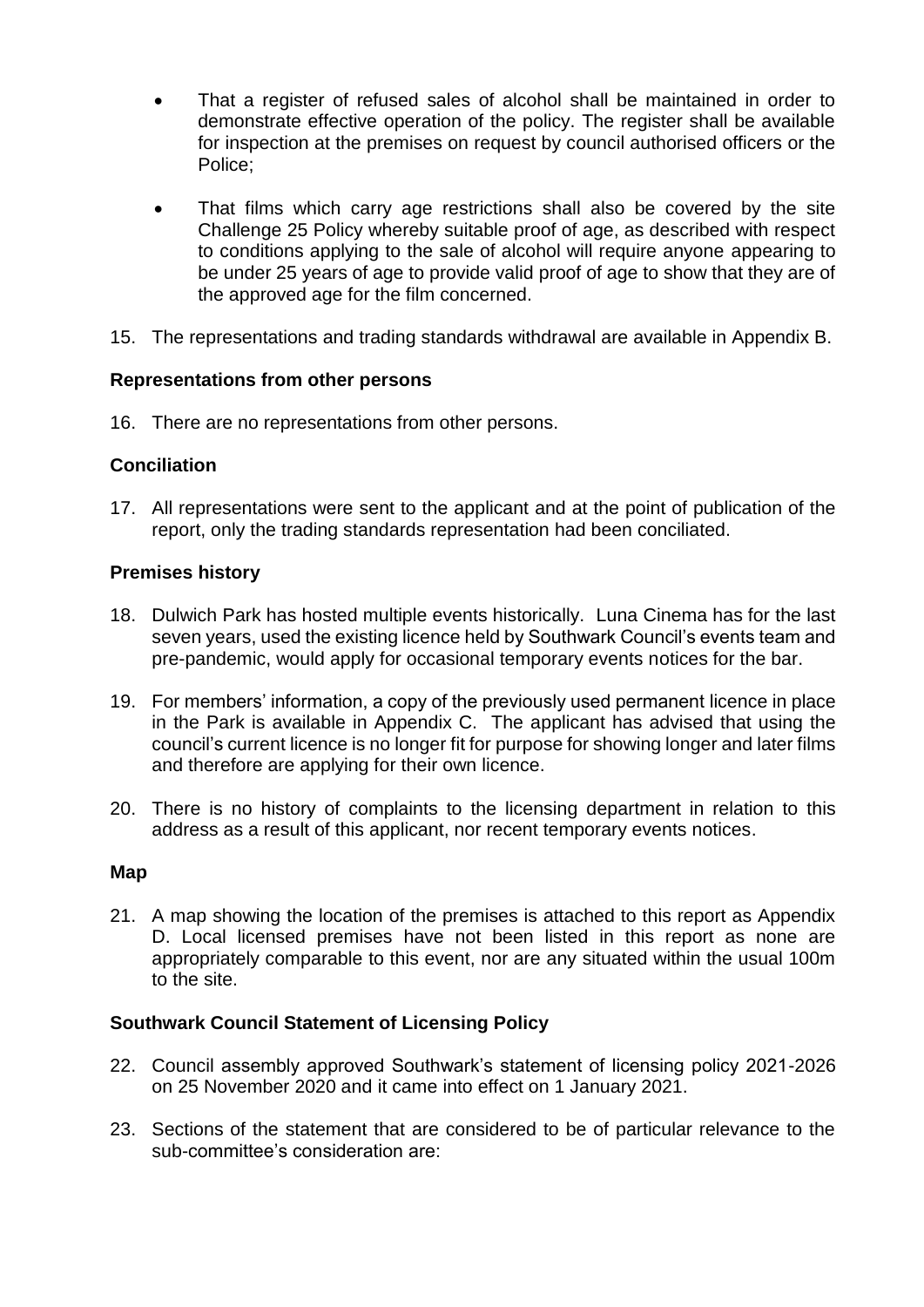- That a register of refused sales of alcohol shall be maintained in order to demonstrate effective operation of the policy. The register shall be available for inspection at the premises on request by council authorised officers or the Police;

- That films which carry age restrictions shall also be covered by the site Challenge 25 Policy whereby suitable proof of age, as described with respect to conditions applying to the sale of alcohol will require anyone appearing to be under 25 years of age to provide valid proof of age to show that they are of the approved age for the film concerned.

15. The representations and trading standards withdrawal are available in Appendix B.

**Representations from other persons**

16. There are no representations from other persons.

**Conciliation**

17. All representations were sent to the applicant and at the point of publication of the report, only the trading standards representation had been conciliated.

**Premises history**

18. Dulwich Park has hosted multiple events historically. Luna Cinema has for the last seven years, used the existing licence held by Southwark Council's events team and pre-pandemic, would apply for occasional temporary events notices for the bar.

19. For members' information, a copy of the previously used permanent licence in place in the Park is available in Appendix C. The applicant has advised that using the council's current licence is no longer fit for purpose for showing longer and later films and therefore are applying for their own licence.

20. There is no history of complaints to the licensing department in relation to this address as a result of this applicant, nor recent temporary events notices.

**Map**

21. A map showing the location of the premises is attached to this report as Appendix D. Local licensed premises have not been listed in this report as none are appropriately comparable to this event, nor are any situated within the usual 100m to the site.

**Southwark Council Statement of Licensing Policy**

22. Council assembly approved Southwark's statement of licensing policy 2021-2026 on 25 November 2020 and it came into effect on 1 January 2021.

23. Sections of the statement that are considered to be of particular relevance to the sub-committee's consideration are: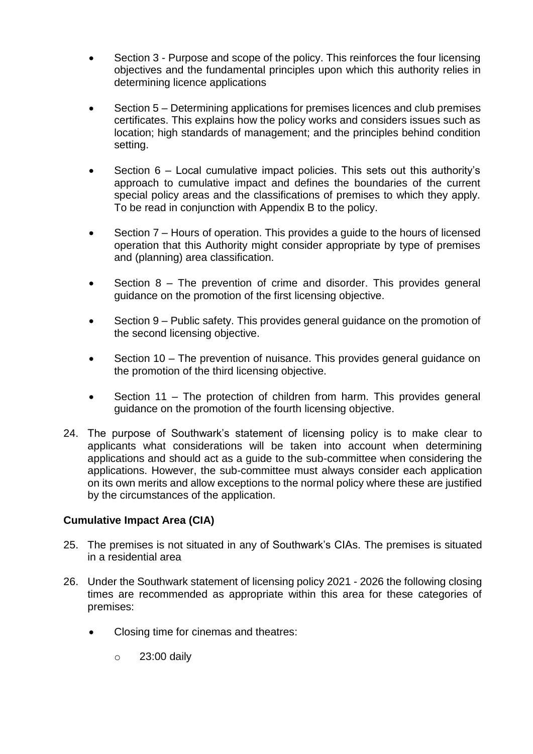- Section 3 - Purpose and scope of the policy. This reinforces the four licensing objectives and the fundamental principles upon which this authority relies in determining licence applications

- Section 5 – Determining applications for premises licences and club premises certificates. This explains how the policy works and considers issues such as location; high standards of management; and the principles behind condition setting.

- Section 6 – Local cumulative impact policies. This sets out this authority's approach to cumulative impact and defines the boundaries of the current special policy areas and the classifications of premises to which they apply. To be read in conjunction with Appendix B to the policy.

- Section 7 – Hours of operation. This provides a guide to the hours of licensed operation that this Authority might consider appropriate by type of premises and (planning) area classification.

- Section 8 – The prevention of crime and disorder. This provides general guidance on the promotion of the first licensing objective.

- Section 9 – Public safety. This provides general guidance on the promotion of the second licensing objective.

- Section 10 – The prevention of nuisance. This provides general guidance on the promotion of the third licensing objective.

- Section 11 – The protection of children from harm. This provides general guidance on the promotion of the fourth licensing objective.

24. The purpose of Southwark's statement of licensing policy is to make clear to applicants what considerations will be taken into account when determining applications and should act as a guide to the sub-committee when considering the applications. However, the sub-committee must always consider each application on its own merits and allow exceptions to the normal policy where these are justified by the circumstances of the application.

**Cumulative Impact Area (CIA)**

25. The premises is not situated in any of Southwark's CIAs. The premises is situated in a residential area

26. Under the Southwark statement of licensing policy 2021 - 2026 the following closing times are recommended as appropriate within this area for these categories of premises:

    - Closing time for cinemas and theatres:
        - 23:00 daily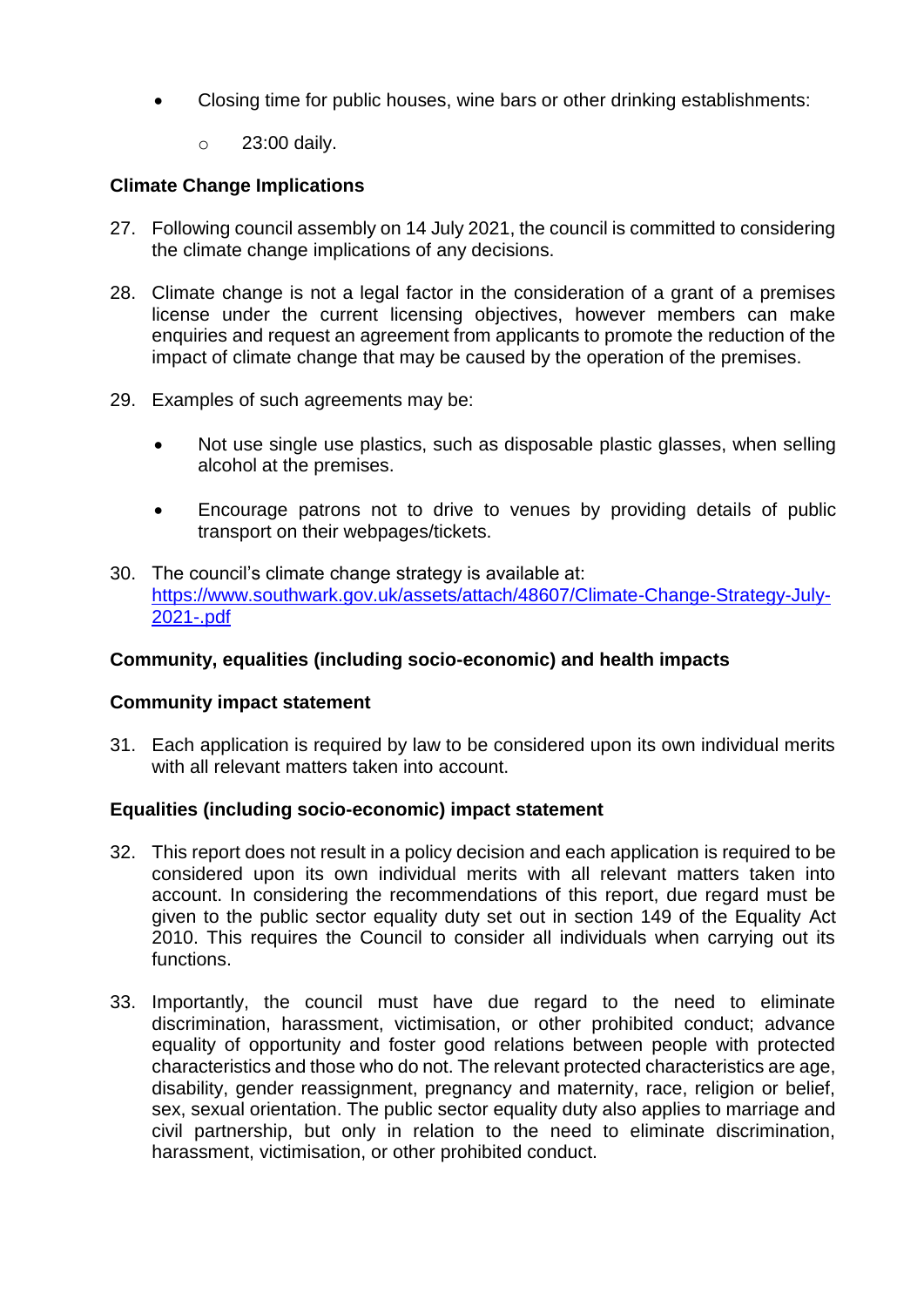- Closing time for public houses, wine bars or other drinking establishments:
  - 23:00 daily.

**Climate Change Implications**

27. Following council assembly on 14 July 2021, the council is committed to considering the climate change implications of any decisions.

28. Climate change is not a legal factor in the consideration of a grant of a premises license under the current licensing objectives, however members can make enquiries and request an agreement from applicants to promote the reduction of the impact of climate change that may be caused by the operation of the premises.

29. Examples of such agreements may be:

    - Not use single use plastics, such as disposable plastic glasses, when selling alcohol at the premises.
    - Encourage patrons not to drive to venues by providing details of public transport on their webpages/tickets.

30. The council's climate change strategy is available at: [https://www.southwark.gov.uk/assets/attach/48607/Climate-Change-Strategy-July-2021-.pdf](https://www.southwark.gov.uk/assets/attach/48607/Climate-Change-Strategy-July-2021-.pdf)

**Community, equalities (including socio-economic) and health impacts**

**Community impact statement**

31. Each application is required by law to be considered upon its own individual merits with all relevant matters taken into account.

**Equalities (including socio-economic) impact statement**

32. This report does not result in a policy decision and each application is required to be considered upon its own individual merits with all relevant matters taken into account. In considering the recommendations of this report, due regard must be given to the public sector equality duty set out in section 149 of the Equality Act 2010. This requires the Council to consider all individuals when carrying out its functions.

33. Importantly, the council must have due regard to the need to eliminate discrimination, harassment, victimisation, or other prohibited conduct; advance equality of opportunity and foster good relations between people with protected characteristics and those who do not. The relevant protected characteristics are age, disability, gender reassignment, pregnancy and maternity, race, religion or belief, sex, sexual orientation. The public sector equality duty also applies to marriage and civil partnership, but only in relation to the need to eliminate discrimination, harassment, victimisation, or other prohibited conduct.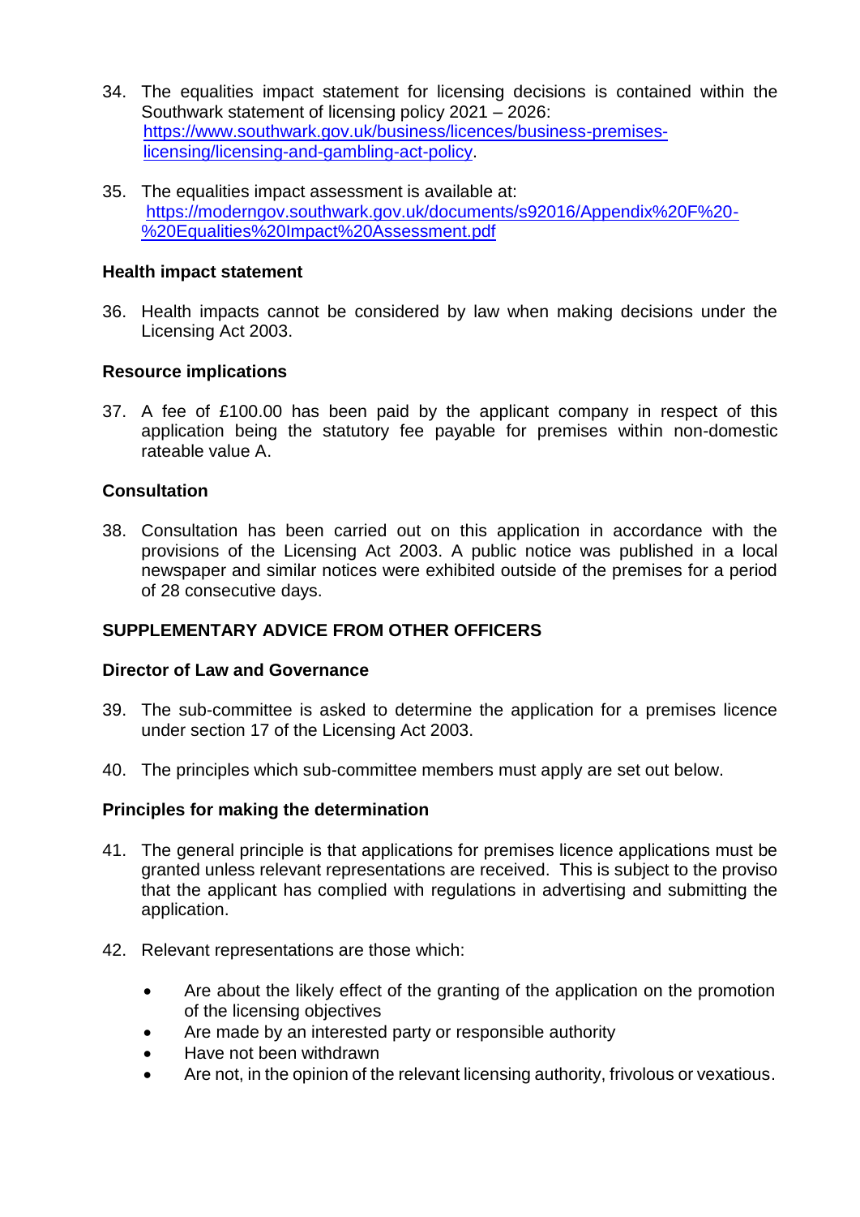34. The equalities impact statement for licensing decisions is contained within the Southwark statement of licensing policy 2021 – 2026: [https://www.southwark.gov.uk/business/licences/business-premises-licensing/licensing-and-gambling-act-policy](https://www.southwark.gov.uk/business/licences/business-premises-licensing/licensing-and-gambling-act-policy).

35. The equalities impact assessment is available at: [https://moderngov.southwark.gov.uk/documents/s92016/Appendix%20F%20-%20Equalities%20Impact%20Assessment.pdf](https://moderngov.southwark.gov.uk/documents/s92016/Appendix%20F%20-%20Equalities%20Impact%20Assessment.pdf)

**Health impact statement**

36. Health impacts cannot be considered by law when making decisions under the Licensing Act 2003.

**Resource implications**

37. A fee of £100.00 has been paid by the applicant company in respect of this application being the statutory fee payable for premises within non-domestic rateable value A.

**Consultation**

38. Consultation has been carried out on this application in accordance with the provisions of the Licensing Act 2003. A public notice was published in a local newspaper and similar notices were exhibited outside of the premises for a period of 28 consecutive days.

## SUPPLEMENTARY ADVICE FROM OTHER OFFICERS

**Director of Law and Governance**

39. The sub-committee is asked to determine the application for a premises licence under section 17 of the Licensing Act 2003.

40. The principles which sub-committee members must apply are set out below.

**Principles for making the determination**

41. The general principle is that applications for premises licence applications must be granted unless relevant representations are received. This is subject to the proviso that the applicant has complied with regulations in advertising and submitting the application.

42. Relevant representations are those which:

    - Are about the likely effect of the granting of the application on the promotion of the licensing objectives
    - Are made by an interested party or responsible authority
    - Have not been withdrawn
    - Are not, in the opinion of the relevant licensing authority, frivolous or vexatious.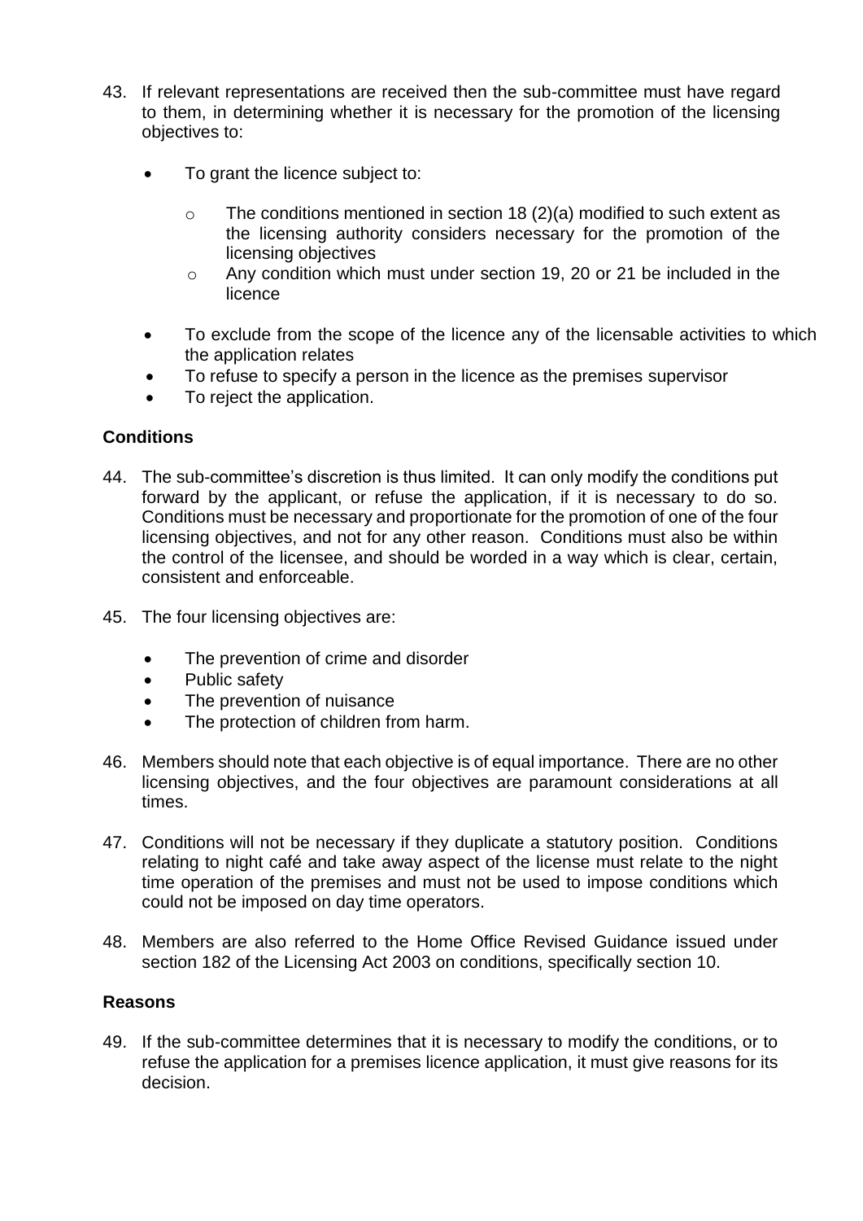43. If relevant representations are received then the sub-committee must have regard to them, in determining whether it is necessary for the promotion of the licensing objectives to:

    - To grant the licence subject to:
        - The conditions mentioned in section 18 (2)(a) modified to such extent as the licensing authority considers necessary for the promotion of the licensing objectives
        - Any condition which must under section 19, 20 or 21 be included in the licence
    - To exclude from the scope of the licence any of the licensable activities to which the application relates
    - To refuse to specify a person in the licence as the premises supervisor
    - To reject the application.

**Conditions**

44. The sub-committee's discretion is thus limited. It can only modify the conditions put forward by the applicant, or refuse the application, if it is necessary to do so. Conditions must be necessary and proportionate for the promotion of one of the four licensing objectives, and not for any other reason. Conditions must also be within the control of the licensee, and should be worded in a way which is clear, certain, consistent and enforceable.

45. The four licensing objectives are:

    - The prevention of crime and disorder
    - Public safety
    - The prevention of nuisance
    - The protection of children from harm.

46. Members should note that each objective is of equal importance. There are no other licensing objectives, and the four objectives are paramount considerations at all times.

47. Conditions will not be necessary if they duplicate a statutory position. Conditions relating to night café and take away aspect of the license must relate to the night time operation of the premises and must not be used to impose conditions which could not be imposed on day time operators.

48. Members are also referred to the Home Office Revised Guidance issued under section 182 of the Licensing Act 2003 on conditions, specifically section 10.

**Reasons**

49. If the sub-committee determines that it is necessary to modify the conditions, or to refuse the application for a premises licence application, it must give reasons for its decision.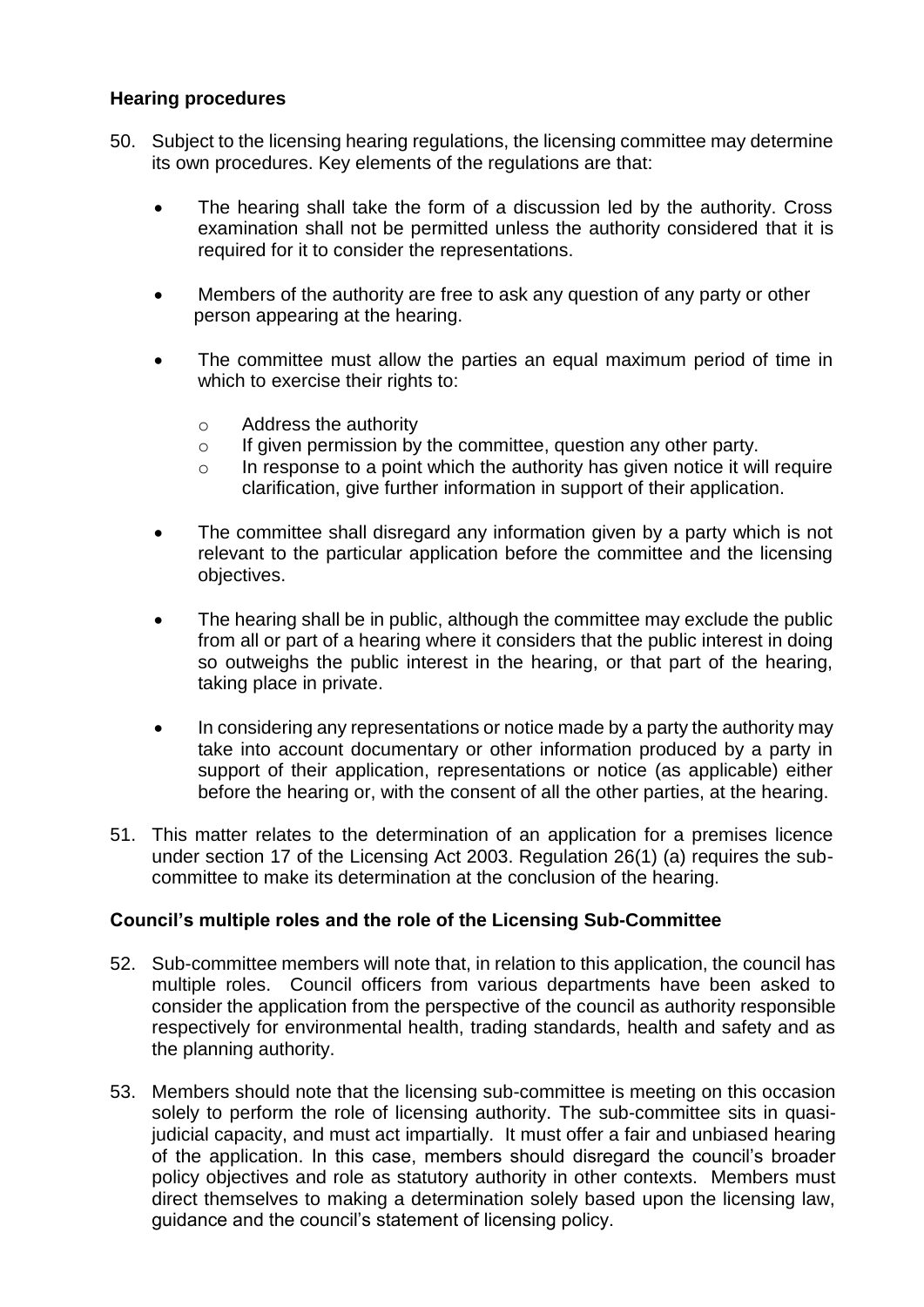**Hearing procedures**

50. Subject to the licensing hearing regulations, the licensing committee may determine its own procedures. Key elements of the regulations are that:

    - The hearing shall take the form of a discussion led by the authority. Cross examination shall not be permitted unless the authority considered that it is required for it to consider the representations.

    - Members of the authority are free to ask any question of any party or other person appearing at the hearing.

    - The committee must allow the parties an equal maximum period of time in which to exercise their rights to:

        - Address the authority
        - If given permission by the committee, question any other party.
        - In response to a point which the authority has given notice it will require clarification, give further information in support of their application.

    - The committee shall disregard any information given by a party which is not relevant to the particular application before the committee and the licensing objectives.

    - The hearing shall be in public, although the committee may exclude the public from all or part of a hearing where it considers that the public interest in doing so outweighs the public interest in the hearing, or that part of the hearing, taking place in private.

    - In considering any representations or notice made by a party the authority may take into account documentary or other information produced by a party in support of their application, representations or notice (as applicable) either before the hearing or, with the consent of all the other parties, at the hearing.

51. This matter relates to the determination of an application for a premises licence under section 17 of the Licensing Act 2003. Regulation 26(1) (a) requires the sub-committee to make its determination at the conclusion of the hearing.

**Council's multiple roles and the role of the Licensing Sub-Committee**

52. Sub-committee members will note that, in relation to this application, the council has multiple roles. Council officers from various departments have been asked to consider the application from the perspective of the council as authority responsible respectively for environmental health, trading standards, health and safety and as the planning authority.

53. Members should note that the licensing sub-committee is meeting on this occasion solely to perform the role of licensing authority. The sub-committee sits in quasi-judicial capacity, and must act impartially. It must offer a fair and unbiased hearing of the application. In this case, members should disregard the council's broader policy objectives and role as statutory authority in other contexts. Members must direct themselves to making a determination solely based upon the licensing law, guidance and the council's statement of licensing policy.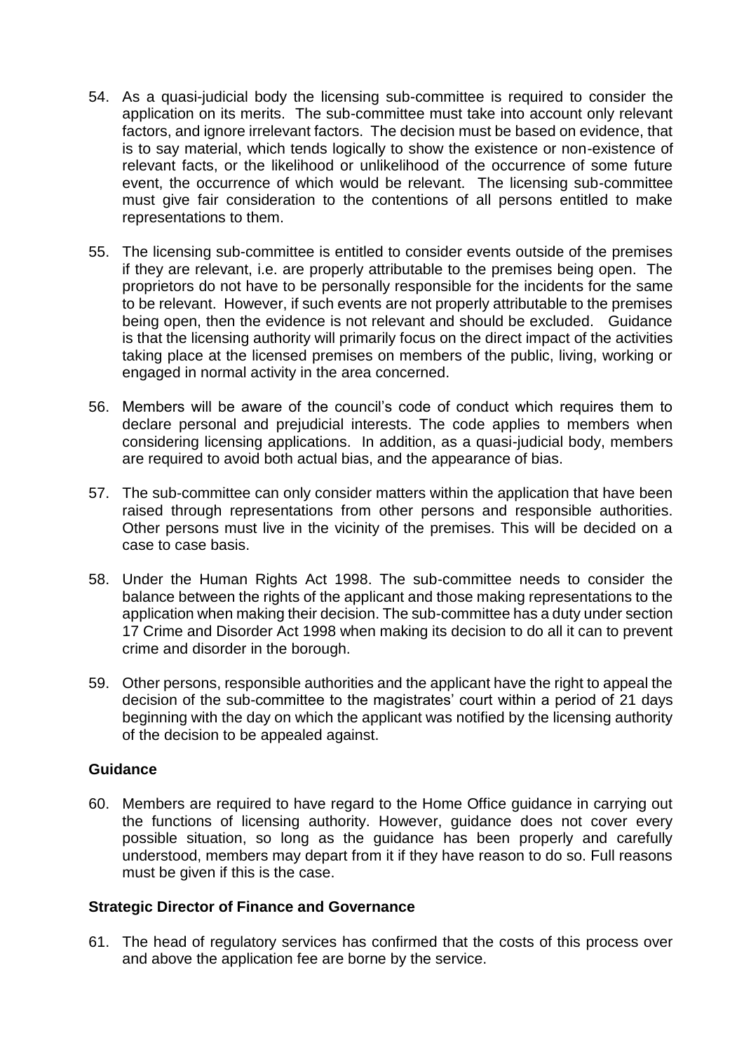54. As a quasi-judicial body the licensing sub-committee is required to consider the application on its merits. The sub-committee must take into account only relevant factors, and ignore irrelevant factors. The decision must be based on evidence, that is to say material, which tends logically to show the existence or non-existence of relevant facts, or the likelihood or unlikelihood of the occurrence of some future event, the occurrence of which would be relevant. The licensing sub-committee must give fair consideration to the contentions of all persons entitled to make representations to them.

55. The licensing sub-committee is entitled to consider events outside of the premises if they are relevant, i.e. are properly attributable to the premises being open. The proprietors do not have to be personally responsible for the incidents for the same to be relevant. However, if such events are not properly attributable to the premises being open, then the evidence is not relevant and should be excluded. Guidance is that the licensing authority will primarily focus on the direct impact of the activities taking place at the licensed premises on members of the public, living, working or engaged in normal activity in the area concerned.

56. Members will be aware of the council's code of conduct which requires them to declare personal and prejudicial interests. The code applies to members when considering licensing applications. In addition, as a quasi-judicial body, members are required to avoid both actual bias, and the appearance of bias.

57. The sub-committee can only consider matters within the application that have been raised through representations from other persons and responsible authorities. Other persons must live in the vicinity of the premises. This will be decided on a case to case basis.

58. Under the Human Rights Act 1998. The sub-committee needs to consider the balance between the rights of the applicant and those making representations to the application when making their decision. The sub-committee has a duty under section 17 Crime and Disorder Act 1998 when making its decision to do all it can to prevent crime and disorder in the borough.

59. Other persons, responsible authorities and the applicant have the right to appeal the decision of the sub-committee to the magistrates' court within a period of 21 days beginning with the day on which the applicant was notified by the licensing authority of the decision to be appealed against.

**Guidance**

60. Members are required to have regard to the Home Office guidance in carrying out the functions of licensing authority. However, guidance does not cover every possible situation, so long as the guidance has been properly and carefully understood, members may depart from it if they have reason to do so. Full reasons must be given if this is the case.

**Strategic Director of Finance and Governance**

61. The head of regulatory services has confirmed that the costs of this process over and above the application fee are borne by the service.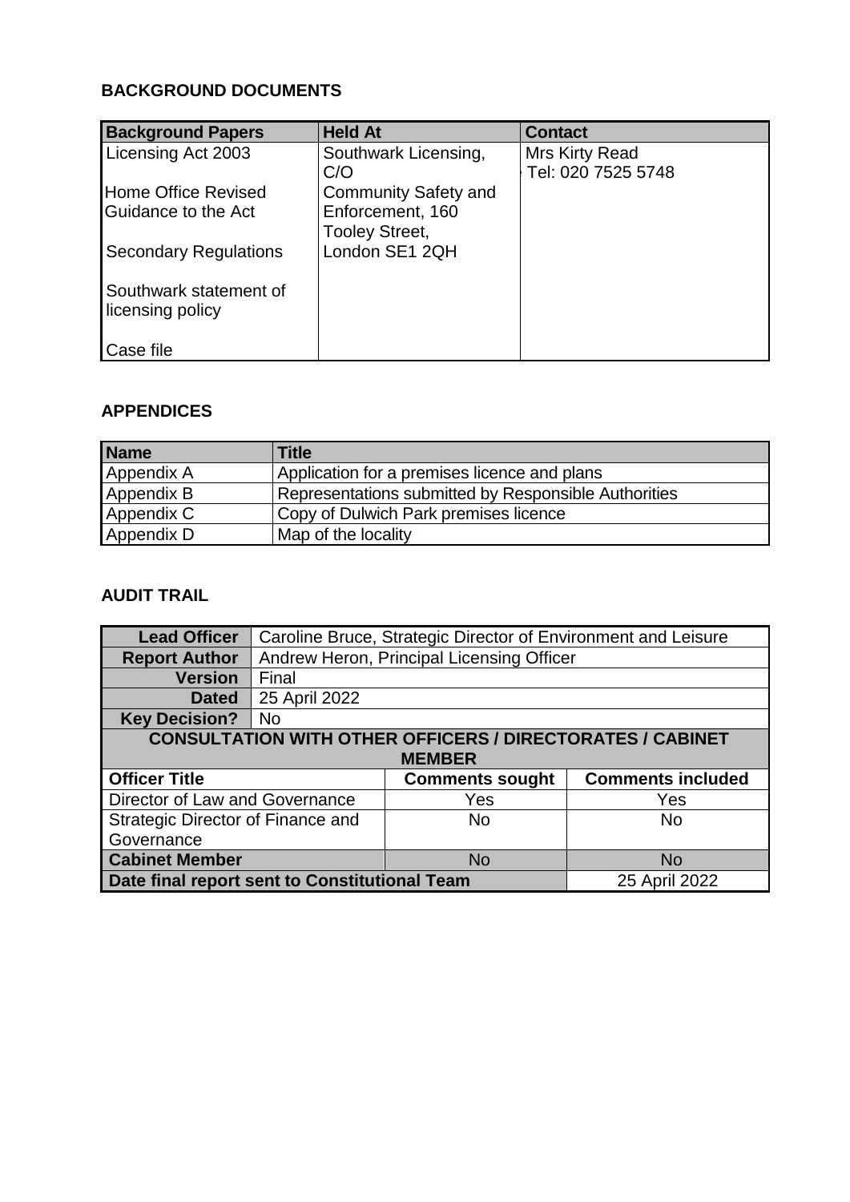## BACKGROUND DOCUMENTS

| Background Papers | Held At | Contact |
| --- | --- | --- |
| Licensing Act 2003<br><br>Home Office Revised Guidance to the Act<br><br>Secondary Regulations<br><br>Southwark statement of licensing policy<br><br>Case file | Southwark Licensing, C/O Community Safety and Enforcement, 160 Tooley Street, London SE1 2QH | Mrs Kirty Read<br>Tel: 020 7525 5748 |

## APPENDICES

| Name | Title |
| --- | --- |
| Appendix A | Application for a premises licence and plans |
| Appendix B | Representations submitted by Responsible Authorities |
| Appendix C | Copy of Dulwich Park premises licence |
| Appendix D | Map of the locality |

## AUDIT TRAIL

| | | | |
| --- | --- | --- | --- |
| **Lead Officer** | Caroline Bruce, Strategic Director of Environment and Leisure | | |
| **Report Author** | Andrew Heron, Principal Licensing Officer | | |
| **Version** | Final | | |
| **Dated** | 25 April 2022 | | |
| **Key Decision?** | No | | |
| **CONSULTATION WITH OTHER OFFICERS / DIRECTORATES / CABINET MEMBER** | | | |
| **Officer Title** | | **Comments sought** | **Comments included** |
| Director of Law and Governance | | Yes | Yes |
| Strategic Director of Finance and Governance | | No | No |
| **Cabinet Member** | | No | No |
| **Date final report sent to Constitutional Team** | | | 25 April 2022 |